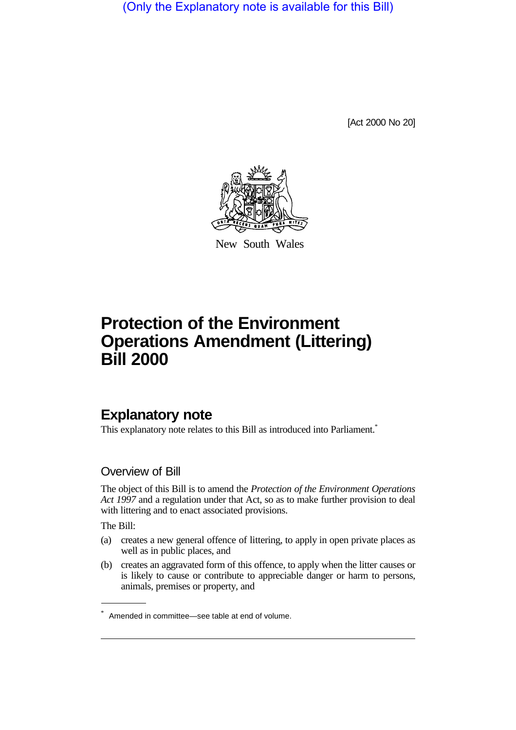(Only the Explanatory note is available for this Bill)

[Act 2000 No 20]

New South Wales

# Protection of the Environment Operations Amendment (Littering) Bill 2000

## Explanatory note

This explanatory note relates to this Bill as introduced into Parliament.*

### Overview of Bill

The object of this Bill is to amend the *Protection of the Environment Operations Act 1997* and a regulation under that Act, so as to make further provision to deal with littering and to enact associated provisions.

The Bill:

(a) creates a new general offence of littering, to apply in open private places as well as in public places, and

(b) creates an aggravated form of this offence, to apply when the litter causes or is likely to cause or contribute to appreciable danger or harm to persons, animals, premises or property, and

* Amended in committee—see table at end of volume.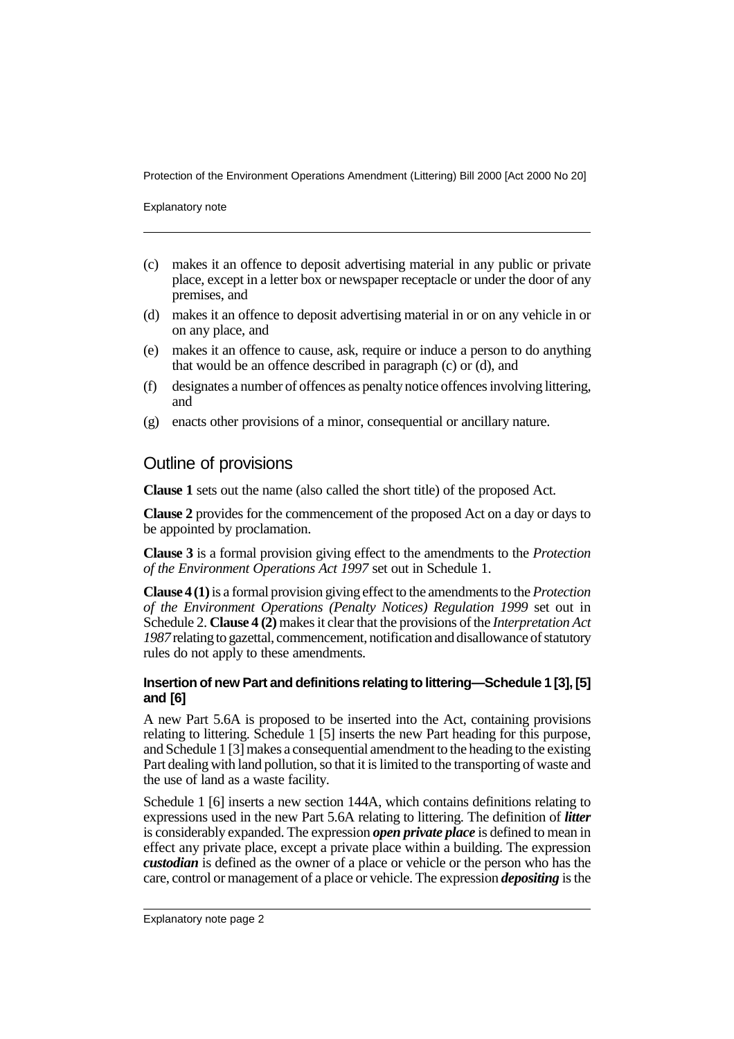(c) makes it an offence to deposit advertising material in any public or private place, except in a letter box or newspaper receptacle or under the door of any premises, and

(d) makes it an offence to deposit advertising material in or on any vehicle in or on any place, and

(e) makes it an offence to cause, ask, require or induce a person to do anything that would be an offence described in paragraph (c) or (d), and

(f) designates a number of offences as penalty notice offences involving littering, and

(g) enacts other provisions of a minor, consequential or ancillary nature.

## Outline of provisions

**Clause 1** sets out the name (also called the short title) of the proposed Act.

**Clause 2** provides for the commencement of the proposed Act on a day or days to be appointed by proclamation.

**Clause 3** is a formal provision giving effect to the amendments to the *Protection of the Environment Operations Act 1997* set out in Schedule 1.

**Clause 4 (1)** is a formal provision giving effect to the amendments to the *Protection of the Environment Operations (Penalty Notices) Regulation 1999* set out in Schedule 2. **Clause 4 (2)** makes it clear that the provisions of the *Interpretation Act 1987* relating to gazettal, commencement, notification and disallowance of statutory rules do not apply to these amendments.

### Insertion of new Part and definitions relating to littering—Schedule 1 [3], [5] and [6]

A new Part 5.6A is proposed to be inserted into the Act, containing provisions relating to littering. Schedule 1 [5] inserts the new Part heading for this purpose, and Schedule 1 [3] makes a consequential amendment to the heading to the existing Part dealing with land pollution, so that it is limited to the transporting of waste and the use of land as a waste facility.

Schedule 1 [6] inserts a new section 144A, which contains definitions relating to expressions used in the new Part 5.6A relating to littering. The definition of ***litter*** is considerably expanded. The expression ***open private place*** is defined to mean in effect any private place, except a private place within a building. The expression ***custodian*** is defined as the owner of a place or vehicle or the person who has the care, control or management of a place or vehicle. The expression ***depositing*** is the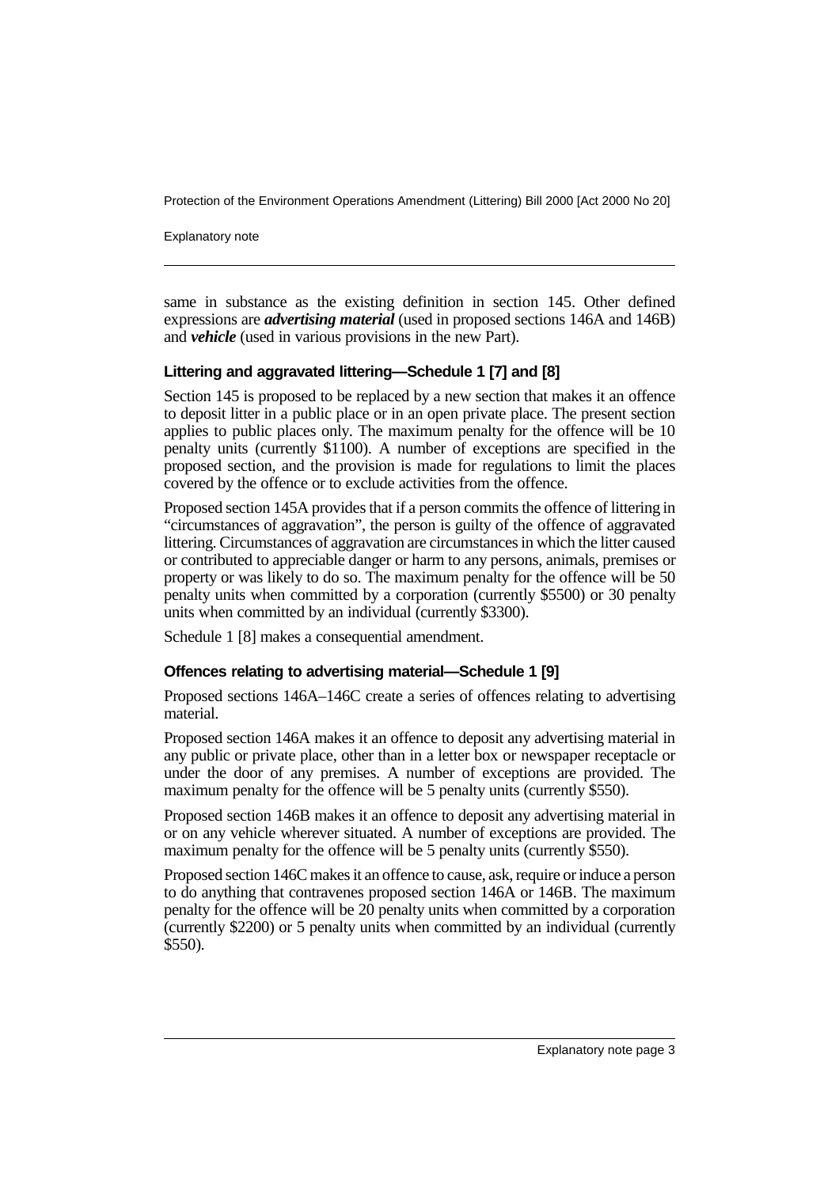same in substance as the existing definition in section 145. Other defined expressions are ***advertising material*** (used in proposed sections 146A and 146B) and ***vehicle*** (used in various provisions in the new Part).

### Littering and aggravated littering—Schedule 1 [7] and [8]

Section 145 is proposed to be replaced by a new section that makes it an offence to deposit litter in a public place or in an open private place. The present section applies to public places only. The maximum penalty for the offence will be 10 penalty units (currently $1100). A number of exceptions are specified in the proposed section, and the provision is made for regulations to limit the places covered by the offence or to exclude activities from the offence.

Proposed section 145A provides that if a person commits the offence of littering in "circumstances of aggravation", the person is guilty of the offence of aggravated littering. Circumstances of aggravation are circumstances in which the litter caused or contributed to appreciable danger or harm to any persons, animals, premises or property or was likely to do so. The maximum penalty for the offence will be 50 penalty units when committed by a corporation (currently $5500) or 30 penalty units when committed by an individual (currently $3300).

Schedule 1 [8] makes a consequential amendment.

### Offences relating to advertising material—Schedule 1 [9]

Proposed sections 146A–146C create a series of offences relating to advertising material.

Proposed section 146A makes it an offence to deposit any advertising material in any public or private place, other than in a letter box or newspaper receptacle or under the door of any premises. A number of exceptions are provided. The maximum penalty for the offence will be 5 penalty units (currently $550).

Proposed section 146B makes it an offence to deposit any advertising material in or on any vehicle wherever situated. A number of exceptions are provided. The maximum penalty for the offence will be 5 penalty units (currently $550).

Proposed section 146C makes it an offence to cause, ask, require or induce a person to do anything that contravenes proposed section 146A or 146B. The maximum penalty for the offence will be 20 penalty units when committed by a corporation (currently $2200) or 5 penalty units when committed by an individual (currently $550).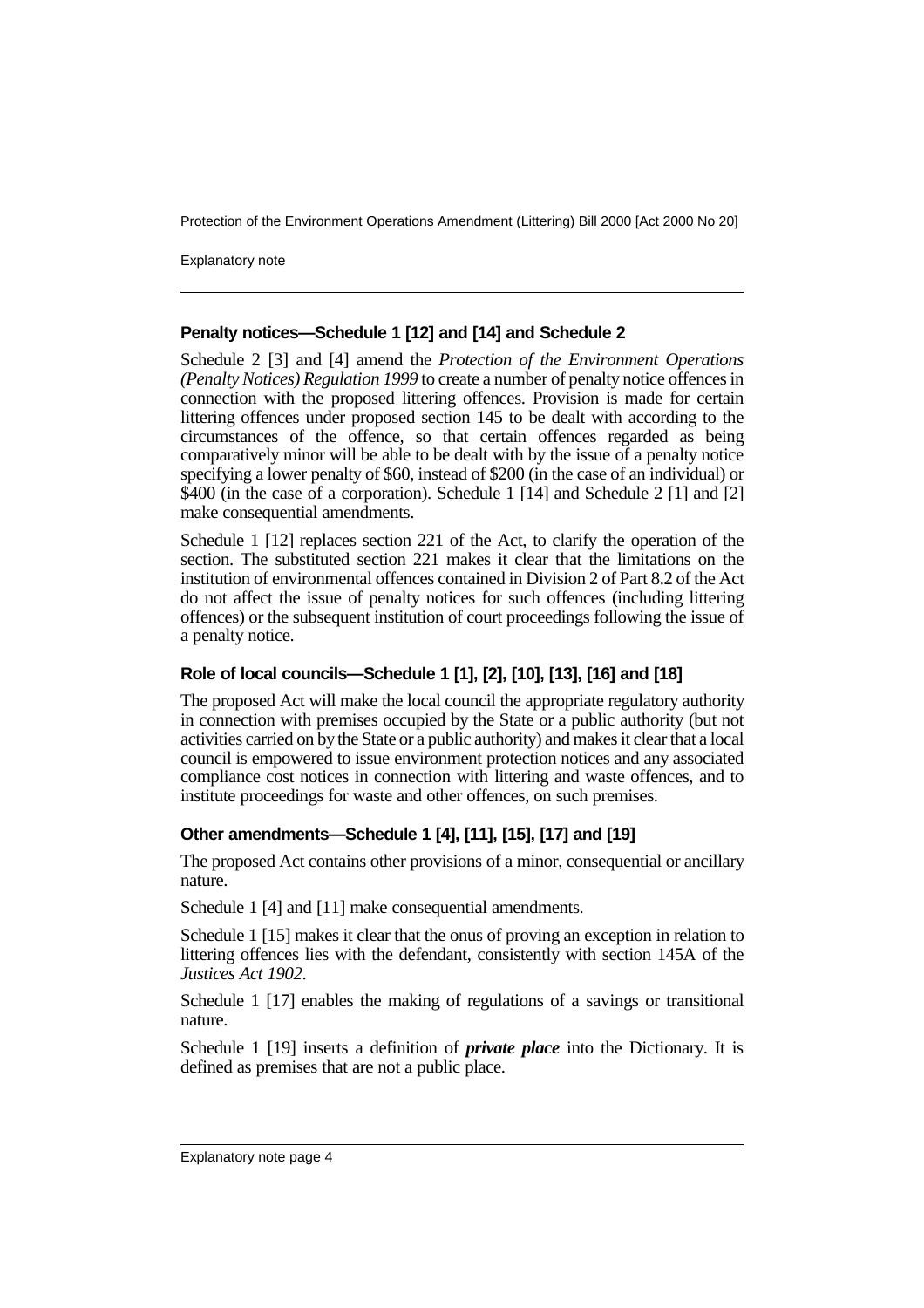### Penalty notices—Schedule 1 [12] and [14] and Schedule 2

Schedule 2 [3] and [4] amend the *Protection of the Environment Operations (Penalty Notices) Regulation 1999* to create a number of penalty notice offences in connection with the proposed littering offences. Provision is made for certain littering offences under proposed section 145 to be dealt with according to the circumstances of the offence, so that certain offences regarded as being comparatively minor will be able to be dealt with by the issue of a penalty notice specifying a lower penalty of $60, instead of $200 (in the case of an individual) or $400 (in the case of a corporation). Schedule 1 [14] and Schedule 2 [1] and [2] make consequential amendments.

Schedule 1 [12] replaces section 221 of the Act, to clarify the operation of the section. The substituted section 221 makes it clear that the limitations on the institution of environmental offences contained in Division 2 of Part 8.2 of the Act do not affect the issue of penalty notices for such offences (including littering offences) or the subsequent institution of court proceedings following the issue of a penalty notice.

### Role of local councils—Schedule 1 [1], [2], [10], [13], [16] and [18]

The proposed Act will make the local council the appropriate regulatory authority in connection with premises occupied by the State or a public authority (but not activities carried on by the State or a public authority) and makes it clear that a local council is empowered to issue environment protection notices and any associated compliance cost notices in connection with littering and waste offences, and to institute proceedings for waste and other offences, on such premises.

### Other amendments—Schedule 1 [4], [11], [15], [17] and [19]

The proposed Act contains other provisions of a minor, consequential or ancillary nature.

Schedule 1 [4] and [11] make consequential amendments.

Schedule 1 [15] makes it clear that the onus of proving an exception in relation to littering offences lies with the defendant, consistently with section 145A of the *Justices Act 1902*.

Schedule 1 [17] enables the making of regulations of a savings or transitional nature.

Schedule 1 [19] inserts a definition of ***private place*** into the Dictionary. It is defined as premises that are not a public place.